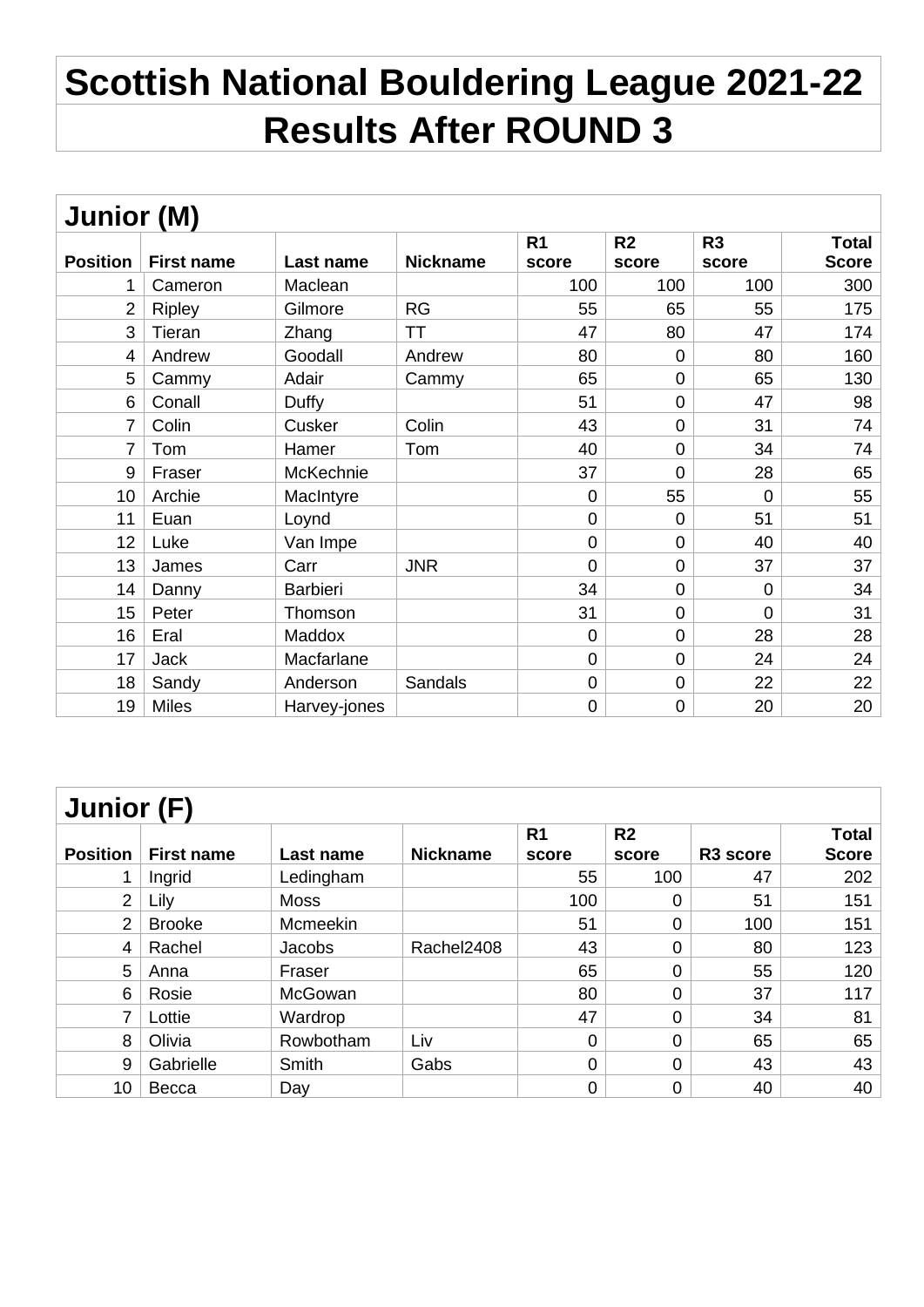# Scottish National Bouldering League 2021-22

# Results After ROUND 3

## Junior (M)

| Position | First name | Last name | Nickname | R1 score | R2 score | R3 score | Total Score |
|---|---|---|---|---|---|---|---|
| 1 | Cameron | Maclean | | 100 | 100 | 100 | 300 |
| 2 | Ripley | Gilmore | RG | 55 | 65 | 55 | 175 |
| 3 | Tieran | Zhang | TT | 47 | 80 | 47 | 174 |
| 4 | Andrew | Goodall | Andrew | 80 | 0 | 80 | 160 |
| 5 | Cammy | Adair | Cammy | 65 | 0 | 65 | 130 |
| 6 | Conall | Duffy | | 51 | 0 | 47 | 98 |
| 7 | Colin | Cusker | Colin | 43 | 0 | 31 | 74 |
| 7 | Tom | Hamer | Tom | 40 | 0 | 34 | 74 |
| 9 | Fraser | McKechnie | | 37 | 0 | 28 | 65 |
| 10 | Archie | MacIntyre | | 0 | 55 | 0 | 55 |
| 11 | Euan | Loynd | | 0 | 0 | 51 | 51 |
| 12 | Luke | Van Impe | | 0 | 0 | 40 | 40 |
| 13 | James | Carr | JNR | 0 | 0 | 37 | 37 |
| 14 | Danny | Barbieri | | 34 | 0 | 0 | 34 |
| 15 | Peter | Thomson | | 31 | 0 | 0 | 31 |
| 16 | Eral | Maddox | | 0 | 0 | 28 | 28 |
| 17 | Jack | Macfarlane | | 0 | 0 | 24 | 24 |
| 18 | Sandy | Anderson | Sandals | 0 | 0 | 22 | 22 |
| 19 | Miles | Harvey-jones | | 0 | 0 | 20 | 20 |

## Junior (F)

| Position | First name | Last name | Nickname | R1 score | R2 score | R3 score | Total Score |
|---|---|---|---|---|---|---|---|
| 1 | Ingrid | Ledingham | | 55 | 100 | 47 | 202 |
| 2 | Lily | Moss | | 100 | 0 | 51 | 151 |
| 2 | Brooke | Mcmeekin | | 51 | 0 | 100 | 151 |
| 4 | Rachel | Jacobs | Rachel2408 | 43 | 0 | 80 | 123 |
| 5 | Anna | Fraser | | 65 | 0 | 55 | 120 |
| 6 | Rosie | McGowan | | 80 | 0 | 37 | 117 |
| 7 | Lottie | Wardrop | | 47 | 0 | 34 | 81 |
| 8 | Olivia | Rowbotham | Liv | 0 | 0 | 65 | 65 |
| 9 | Gabrielle | Smith | Gabs | 0 | 0 | 43 | 43 |
| 10 | Becca | Day | | 0 | 0 | 40 | 40 |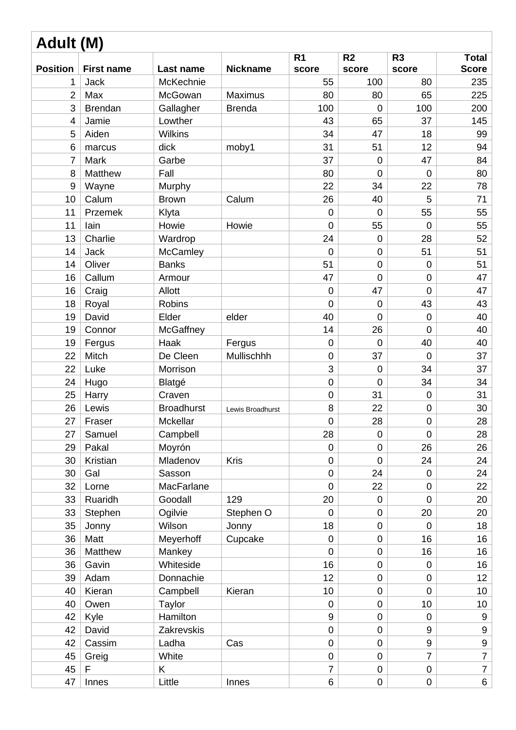## Adult (M)

| Position | First name | Last name | Nickname | R1 score | R2 score | R3 score | Total Score |
|---|---|---|---|---|---|---|---|
| 1 | Jack | McKechnie | | 55 | 100 | 80 | 235 |
| 2 | Max | McGowan | Maximus | 80 | 80 | 65 | 225 |
| 3 | Brendan | Gallagher | Brenda | 100 | 0 | 100 | 200 |
| 4 | Jamie | Lowther | | 43 | 65 | 37 | 145 |
| 5 | Aiden | Wilkins | | 34 | 47 | 18 | 99 |
| 6 | marcus | dick | moby1 | 31 | 51 | 12 | 94 |
| 7 | Mark | Garbe | | 37 | 0 | 47 | 84 |
| 8 | Matthew | Fall | | 80 | 0 | 0 | 80 |
| 9 | Wayne | Murphy | | 22 | 34 | 22 | 78 |
| 10 | Calum | Brown | Calum | 26 | 40 | 5 | 71 |
| 11 | Przemek | Klyta | | 0 | 0 | 55 | 55 |
| 11 | Iain | Howie | Howie | 0 | 55 | 0 | 55 |
| 13 | Charlie | Wardrop | | 24 | 0 | 28 | 52 |
| 14 | Jack | McCamley | | 0 | 0 | 51 | 51 |
| 14 | Oliver | Banks | | 51 | 0 | 0 | 51 |
| 16 | Callum | Armour | | 47 | 0 | 0 | 47 |
| 16 | Craig | Allott | | 0 | 47 | 0 | 47 |
| 18 | Royal | Robins | | 0 | 0 | 43 | 43 |
| 19 | David | Elder | elder | 40 | 0 | 0 | 40 |
| 19 | Connor | McGaffney | | 14 | 26 | 0 | 40 |
| 19 | Fergus | Haak | Fergus | 0 | 0 | 40 | 40 |
| 22 | Mitch | De Cleen | Mullischhh | 0 | 37 | 0 | 37 |
| 22 | Luke | Morrison | | 3 | 0 | 34 | 37 |
| 24 | Hugo | Blatgé | | 0 | 0 | 34 | 34 |
| 25 | Harry | Craven | | 0 | 31 | 0 | 31 |
| 26 | Lewis | Broadhurst | Lewis Broadhurst | 8 | 22 | 0 | 30 |
| 27 | Fraser | Mckellar | | 0 | 28 | 0 | 28 |
| 27 | Samuel | Campbell | | 28 | 0 | 0 | 28 |
| 29 | Pakal | Moyrón | | 0 | 0 | 26 | 26 |
| 30 | Kristian | Mladenov | Kris | 0 | 0 | 24 | 24 |
| 30 | Gal | Sasson | | 0 | 24 | 0 | 24 |
| 32 | Lorne | MacFarlane | | 0 | 22 | 0 | 22 |
| 33 | Ruaridh | Goodall | 129 | 20 | 0 | 0 | 20 |
| 33 | Stephen | Ogilvie | Stephen O | 0 | 0 | 20 | 20 |
| 35 | Jonny | Wilson | Jonny | 18 | 0 | 0 | 18 |
| 36 | Matt | Meyerhoff | Cupcake | 0 | 0 | 16 | 16 |
| 36 | Matthew | Mankey | | 0 | 0 | 16 | 16 |
| 36 | Gavin | Whiteside | | 16 | 0 | 0 | 16 |
| 39 | Adam | Donnachie | | 12 | 0 | 0 | 12 |
| 40 | Kieran | Campbell | Kieran | 10 | 0 | 0 | 10 |
| 40 | Owen | Taylor | | 0 | 0 | 10 | 10 |
| 42 | Kyle | Hamilton | | 9 | 0 | 0 | 9 |
| 42 | David | Zakrevskis | | 0 | 0 | 9 | 9 |
| 42 | Cassim | Ladha | Cas | 0 | 0 | 9 | 9 |
| 45 | Greig | White | | 0 | 0 | 7 | 7 |
| 45 | F | K | | 7 | 0 | 0 | 7 |
| 47 | Innes | Little | Innes | 6 | 0 | 0 | 6 |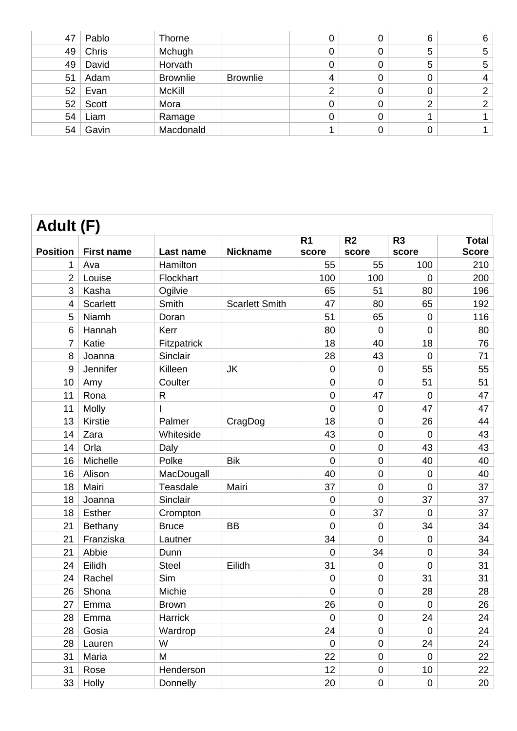| 47 | Pablo | Thorne | | 0 | 0 | 6 | 6 |
|---|---|---|---|---|---|---|---|
| 49 | Chris | Mchugh | | 0 | 0 | 5 | 5 |
| 49 | David | Horvath | | 0 | 0 | 5 | 5 |
| 51 | Adam | Brownlie | Brownlie | 4 | 0 | 0 | 4 |
| 52 | Evan | McKill | | 2 | 0 | 0 | 2 |
| 52 | Scott | Mora | | 0 | 0 | 2 | 2 |
| 54 | Liam | Ramage | | 0 | 0 | 1 | 1 |
| 54 | Gavin | Macdonald | | 1 | 0 | 0 | 1 |

## Adult (F)

| Position | First name | Last name | Nickname | R1 score | R2 score | R3 score | Total Score |
|---|---|---|---|---|---|---|---|
| 1 | Ava | Hamilton | | 55 | 55 | 100 | 210 |
| 2 | Louise | Flockhart | | 100 | 100 | 0 | 200 |
| 3 | Kasha | Ogilvie | | 65 | 51 | 80 | 196 |
| 4 | Scarlett | Smith | Scarlett Smith | 47 | 80 | 65 | 192 |
| 5 | Niamh | Doran | | 51 | 65 | 0 | 116 |
| 6 | Hannah | Kerr | | 80 | 0 | 0 | 80 |
| 7 | Katie | Fitzpatrick | | 18 | 40 | 18 | 76 |
| 8 | Joanna | Sinclair | | 28 | 43 | 0 | 71 |
| 9 | Jennifer | Killeen | JK | 0 | 0 | 55 | 55 |
| 10 | Amy | Coulter | | 0 | 0 | 51 | 51 |
| 11 | Rona | R | | 0 | 47 | 0 | 47 |
| 11 | Molly | I | | 0 | 0 | 47 | 47 |
| 13 | Kirstie | Palmer | CragDog | 18 | 0 | 26 | 44 |
| 14 | Zara | Whiteside | | 43 | 0 | 0 | 43 |
| 14 | Orla | Daly | | 0 | 0 | 43 | 43 |
| 16 | Michelle | Polke | Bik | 0 | 0 | 40 | 40 |
| 16 | Alison | MacDougall | | 40 | 0 | 0 | 40 |
| 18 | Mairi | Teasdale | Mairi | 37 | 0 | 0 | 37 |
| 18 | Joanna | Sinclair | | 0 | 0 | 37 | 37 |
| 18 | Esther | Crompton | | 0 | 37 | 0 | 37 |
| 21 | Bethany | Bruce | BB | 0 | 0 | 34 | 34 |
| 21 | Franziska | Lautner | | 34 | 0 | 0 | 34 |
| 21 | Abbie | Dunn | | 0 | 34 | 0 | 34 |
| 24 | Eilidh | Steel | Eilidh | 31 | 0 | 0 | 31 |
| 24 | Rachel | Sim | | 0 | 0 | 31 | 31 |
| 26 | Shona | Michie | | 0 | 0 | 28 | 28 |
| 27 | Emma | Brown | | 26 | 0 | 0 | 26 |
| 28 | Emma | Harrick | | 0 | 0 | 24 | 24 |
| 28 | Gosia | Wardrop | | 24 | 0 | 0 | 24 |
| 28 | Lauren | W | | 0 | 0 | 24 | 24 |
| 31 | Maria | M | | 22 | 0 | 0 | 22 |
| 31 | Rose | Henderson | | 12 | 0 | 10 | 22 |
| 33 | Holly | Donnelly | | 20 | 0 | 0 | 20 |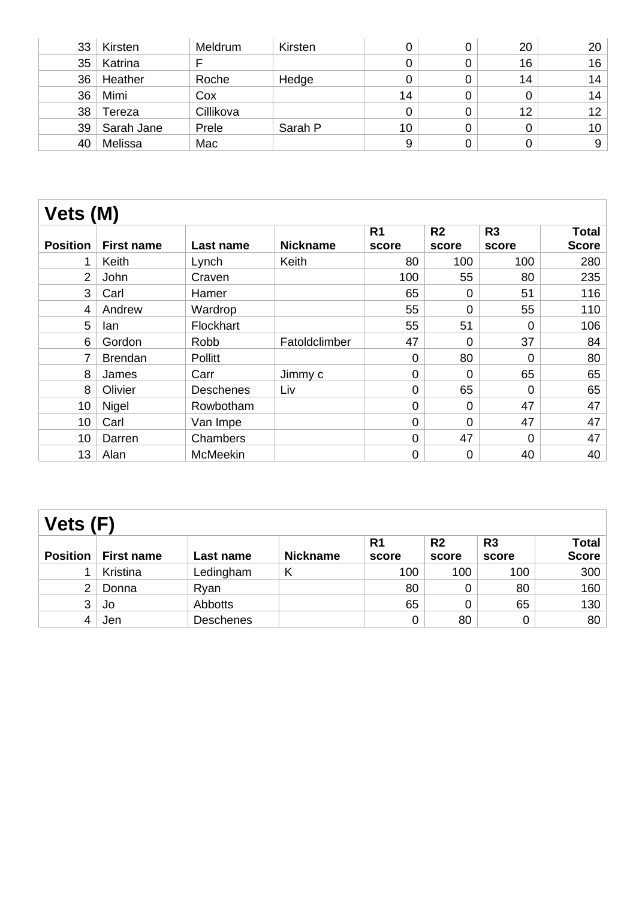| | | | | | | | |
|---|---|---|---|---|---|---|---|
| 33 | Kirsten | Meldrum | Kirsten | 0 | 0 | 20 | 20 |
| 35 | Katrina | F | | 0 | 0 | 16 | 16 |
| 36 | Heather | Roche | Hedge | 0 | 0 | 14 | 14 |
| 36 | Mimi | Cox | | 14 | 0 | 0 | 14 |
| 38 | Tereza | Cillikova | | 0 | 0 | 12 | 12 |
| 39 | Sarah Jane | Prele | Sarah P | 10 | 0 | 0 | 10 |
| 40 | Melissa | Mac | | 9 | 0 | 0 | 9 |

## Vets (M)

| Position | First name | Last name | Nickname | R1 score | R2 score | R3 score | Total Score |
|---|---|---|---|---|---|---|---|
| 1 | Keith | Lynch | Keith | 80 | 100 | 100 | 280 |
| 2 | John | Craven | | 100 | 55 | 80 | 235 |
| 3 | Carl | Hamer | | 65 | 0 | 51 | 116 |
| 4 | Andrew | Wardrop | | 55 | 0 | 55 | 110 |
| 5 | Ian | Flockhart | | 55 | 51 | 0 | 106 |
| 6 | Gordon | Robb | Fatoldclimber | 47 | 0 | 37 | 84 |
| 7 | Brendan | Pollitt | | 0 | 80 | 0 | 80 |
| 8 | James | Carr | Jimmy c | 0 | 0 | 65 | 65 |
| 8 | Olivier | Deschenes | Liv | 0 | 65 | 0 | 65 |
| 10 | Nigel | Rowbotham | | 0 | 0 | 47 | 47 |
| 10 | Carl | Van Impe | | 0 | 0 | 47 | 47 |
| 10 | Darren | Chambers | | 0 | 47 | 0 | 47 |
| 13 | Alan | McMeekin | | 0 | 0 | 40 | 40 |

## Vets (F)

| Position | First name | Last name | Nickname | R1 score | R2 score | R3 score | Total Score |
|---|---|---|---|---|---|---|---|
| 1 | Kristina | Ledingham | K | 100 | 100 | 100 | 300 |
| 2 | Donna | Ryan | | 80 | 0 | 80 | 160 |
| 3 | Jo | Abbotts | | 65 | 0 | 65 | 130 |
| 4 | Jen | Deschenes | | 0 | 80 | 0 | 80 |